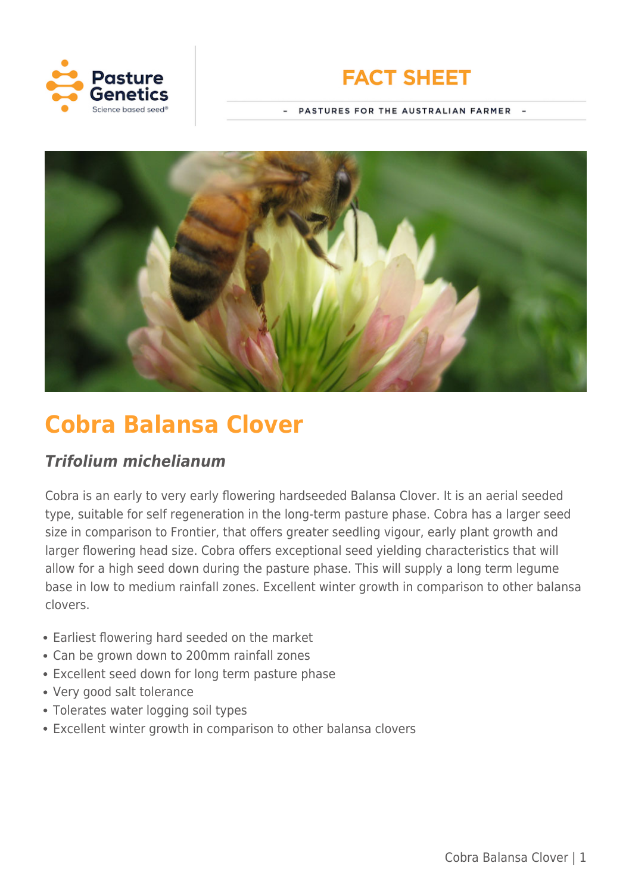Pasture Genetics
Science based seed®

# FACT SHEET

– PASTURES FOR THE AUSTRALIAN FARMER –

# Cobra Balansa Clover

## *Trifolium michelianum*

Cobra is an early to very early flowering hardseeded Balansa Clover. It is an aerial seeded type, suitable for self regeneration in the long-term pasture phase. Cobra has a larger seed size in comparison to Frontier, that offers greater seedling vigour, early plant growth and larger flowering head size. Cobra offers exceptional seed yielding characteristics that will allow for a high seed down during the pasture phase. This will supply a long term legume base in low to medium rainfall zones. Excellent winter growth in comparison to other balansa clovers.

- Earliest flowering hard seeded on the market
- Can be grown down to 200mm rainfall zones
- Excellent seed down for long term pasture phase
- Very good salt tolerance
- Tolerates water logging soil types
- Excellent winter growth in comparison to other balansa clovers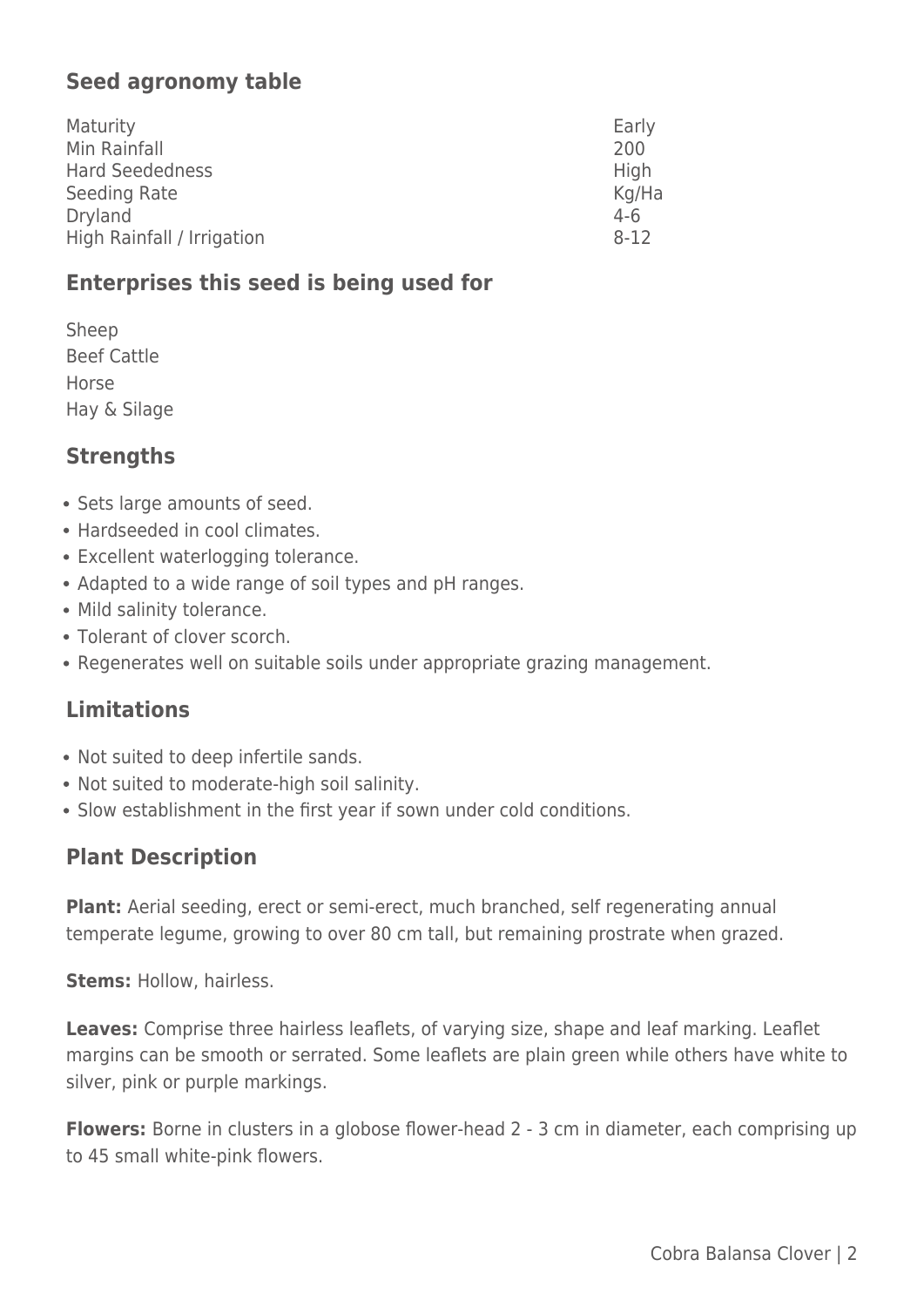## Seed agronomy table

| | |
|---|---|
| Maturity | Early |
| Min Rainfall | 200 |
| Hard Seededness | High |
| Seeding Rate | Kg/Ha |
| Dryland | 4-6 |
| High Rainfall / Irrigation | 8-12 |

## Enterprises this seed is being used for

Sheep

Beef Cattle

Horse

Hay & Silage

## Strengths

- Sets large amounts of seed.
- Hardseeded in cool climates.
- Excellent waterlogging tolerance.
- Adapted to a wide range of soil types and pH ranges.
- Mild salinity tolerance.
- Tolerant of clover scorch.
- Regenerates well on suitable soils under appropriate grazing management.

## Limitations

- Not suited to deep infertile sands.
- Not suited to moderate-high soil salinity.
- Slow establishment in the first year if sown under cold conditions.

## Plant Description

**Plant:** Aerial seeding, erect or semi-erect, much branched, self regenerating annual temperate legume, growing to over 80 cm tall, but remaining prostrate when grazed.

**Stems:** Hollow, hairless.

**Leaves:** Comprise three hairless leaflets, of varying size, shape and leaf marking. Leaflet margins can be smooth or serrated. Some leaflets are plain green while others have white to silver, pink or purple markings.

**Flowers:** Borne in clusters in a globose flower-head 2 - 3 cm in diameter, each comprising up to 45 small white-pink flowers.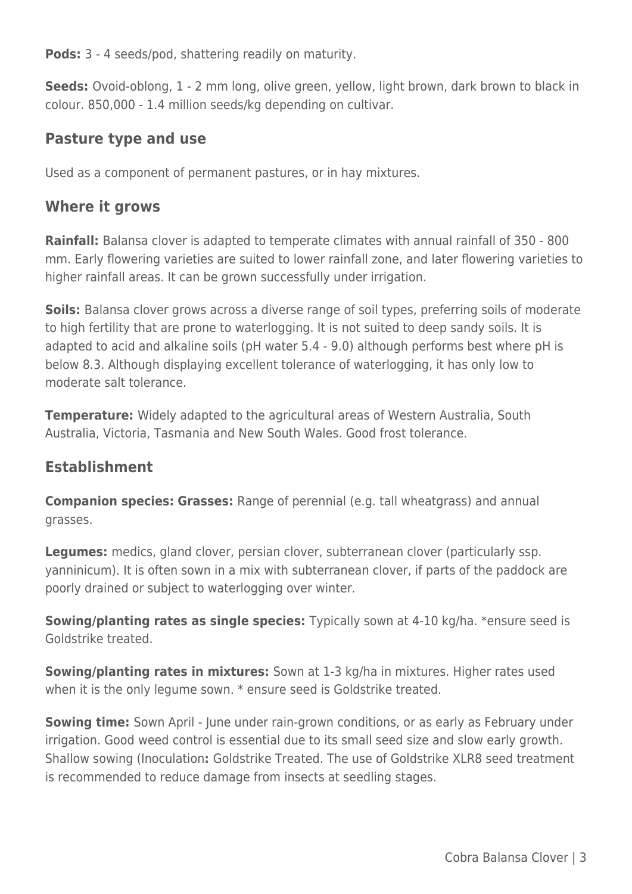**Pods:** 3 - 4 seeds/pod, shattering readily on maturity.

**Seeds:** Ovoid-oblong, 1 - 2 mm long, olive green, yellow, light brown, dark brown to black in colour. 850,000 - 1.4 million seeds/kg depending on cultivar.

## Pasture type and use

Used as a component of permanent pastures, or in hay mixtures.

## Where it grows

**Rainfall:** Balansa clover is adapted to temperate climates with annual rainfall of 350 - 800 mm. Early flowering varieties are suited to lower rainfall zone, and later flowering varieties to higher rainfall areas. It can be grown successfully under irrigation.

**Soils:** Balansa clover grows across a diverse range of soil types, preferring soils of moderate to high fertility that are prone to waterlogging. It is not suited to deep sandy soils. It is adapted to acid and alkaline soils (pH water 5.4 - 9.0) although performs best where pH is below 8.3. Although displaying excellent tolerance of waterlogging, it has only low to moderate salt tolerance.

**Temperature:** Widely adapted to the agricultural areas of Western Australia, South Australia, Victoria, Tasmania and New South Wales. Good frost tolerance.

## Establishment

**Companion species: Grasses:** Range of perennial (e.g. tall wheatgrass) and annual grasses.

**Legumes:** medics, gland clover, persian clover, subterranean clover (particularly ssp. yanninicum). It is often sown in a mix with subterranean clover, if parts of the paddock are poorly drained or subject to waterlogging over winter.

**Sowing/planting rates as single species:** Typically sown at 4-10 kg/ha. *ensure seed is Goldstrike treated.

**Sowing/planting rates in mixtures:** Sown at 1-3 kg/ha in mixtures. Higher rates used when it is the only legume sown. * ensure seed is Goldstrike treated.

**Sowing time:** Sown April - June under rain-grown conditions, or as early as February under irrigation. Good weed control is essential due to its small seed size and slow early growth. Shallow sowing (Inoculation**:** Goldstrike Treated. The use of Goldstrike XLR8 seed treatment is recommended to reduce damage from insects at seedling stages.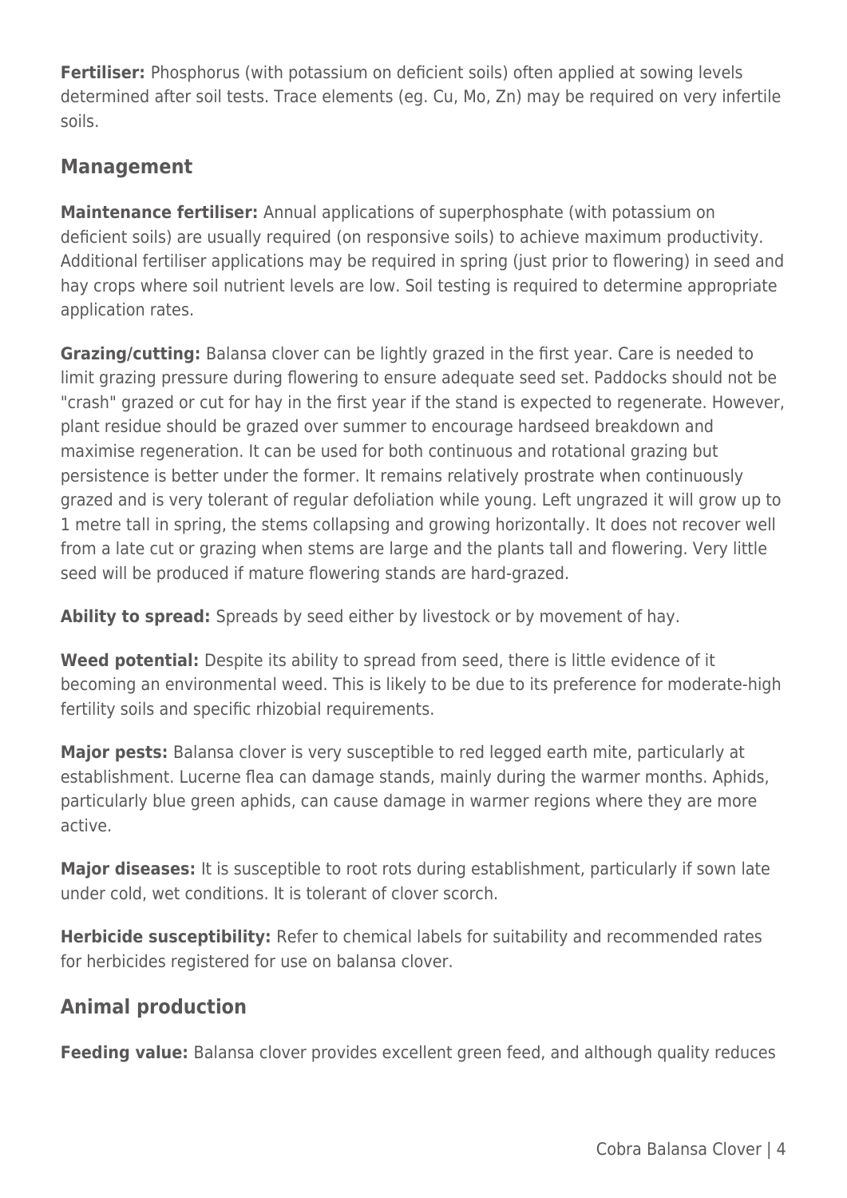**Fertiliser:** Phosphorus (with potassium on deficient soils) often applied at sowing levels determined after soil tests. Trace elements (eg. Cu, Mo, Zn) may be required on very infertile soils.

## Management

**Maintenance fertiliser:** Annual applications of superphosphate (with potassium on deficient soils) are usually required (on responsive soils) to achieve maximum productivity. Additional fertiliser applications may be required in spring (just prior to flowering) in seed and hay crops where soil nutrient levels are low. Soil testing is required to determine appropriate application rates.

**Grazing/cutting:** Balansa clover can be lightly grazed in the first year. Care is needed to limit grazing pressure during flowering to ensure adequate seed set. Paddocks should not be "crash" grazed or cut for hay in the first year if the stand is expected to regenerate. However, plant residue should be grazed over summer to encourage hardseed breakdown and maximise regeneration. It can be used for both continuous and rotational grazing but persistence is better under the former. It remains relatively prostrate when continuously grazed and is very tolerant of regular defoliation while young. Left ungrazed it will grow up to 1 metre tall in spring, the stems collapsing and growing horizontally. It does not recover well from a late cut or grazing when stems are large and the plants tall and flowering. Very little seed will be produced if mature flowering stands are hard-grazed.

**Ability to spread:** Spreads by seed either by livestock or by movement of hay.

**Weed potential:** Despite its ability to spread from seed, there is little evidence of it becoming an environmental weed. This is likely to be due to its preference for moderate-high fertility soils and specific rhizobial requirements.

**Major pests:** Balansa clover is very susceptible to red legged earth mite, particularly at establishment. Lucerne flea can damage stands, mainly during the warmer months. Aphids, particularly blue green aphids, can cause damage in warmer regions where they are more active.

**Major diseases:** It is susceptible to root rots during establishment, particularly if sown late under cold, wet conditions. It is tolerant of clover scorch.

**Herbicide susceptibility:** Refer to chemical labels for suitability and recommended rates for herbicides registered for use on balansa clover.

## Animal production

**Feeding value:** Balansa clover provides excellent green feed, and although quality reduces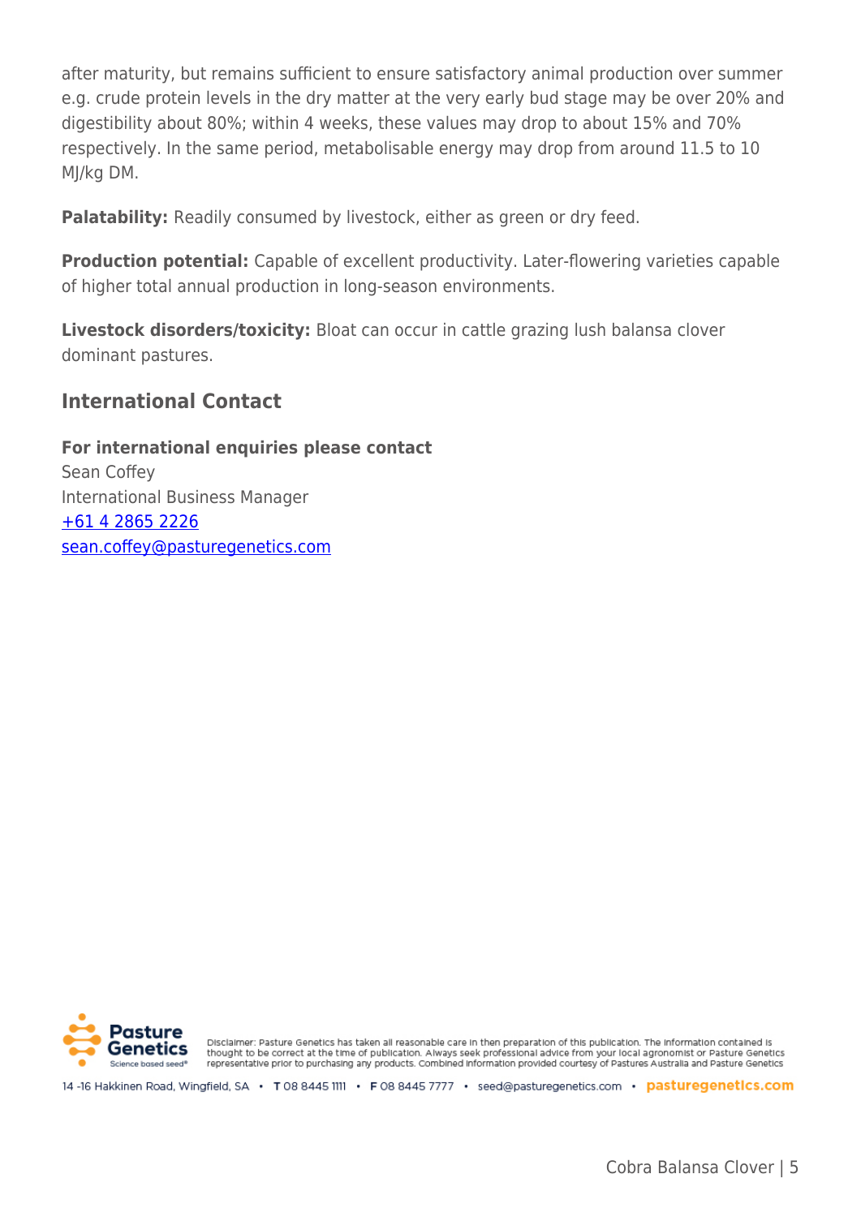after maturity, but remains sufficient to ensure satisfactory animal production over summer e.g. crude protein levels in the dry matter at the very early bud stage may be over 20% and digestibility about 80%; within 4 weeks, these values may drop to about 15% and 70% respectively. In the same period, metabolisable energy may drop from around 11.5 to 10 MJ/kg DM.

**Palatability:** Readily consumed by livestock, either as green or dry feed.

**Production potential:** Capable of excellent productivity. Later-flowering varieties capable of higher total annual production in long-season environments.

**Livestock disorders/toxicity:** Bloat can occur in cattle grazing lush balansa clover dominant pastures.

## International Contact

**For international enquiries please contact**
Sean Coffey
International Business Manager
+61 4 2865 2226
sean.coffey@pasturegenetics.com

Pasture Genetics
Science based seed®

Disclaimer: Pasture Genetics has taken all reasonable care in then preparation of this publication. The information contained is thought to be correct at the time of publication. Always seek professional advice from your local agronomist or Pasture Genetics representative prior to purchasing any products. Combined information provided courtesy of Pastures Australia and Pasture Genetics

14 -16 Hakkinen Road, Wingfield, SA • T 08 8445 1111 • F 08 8445 7777 • seed@pasturegenetics.com • pasturegenetics.com